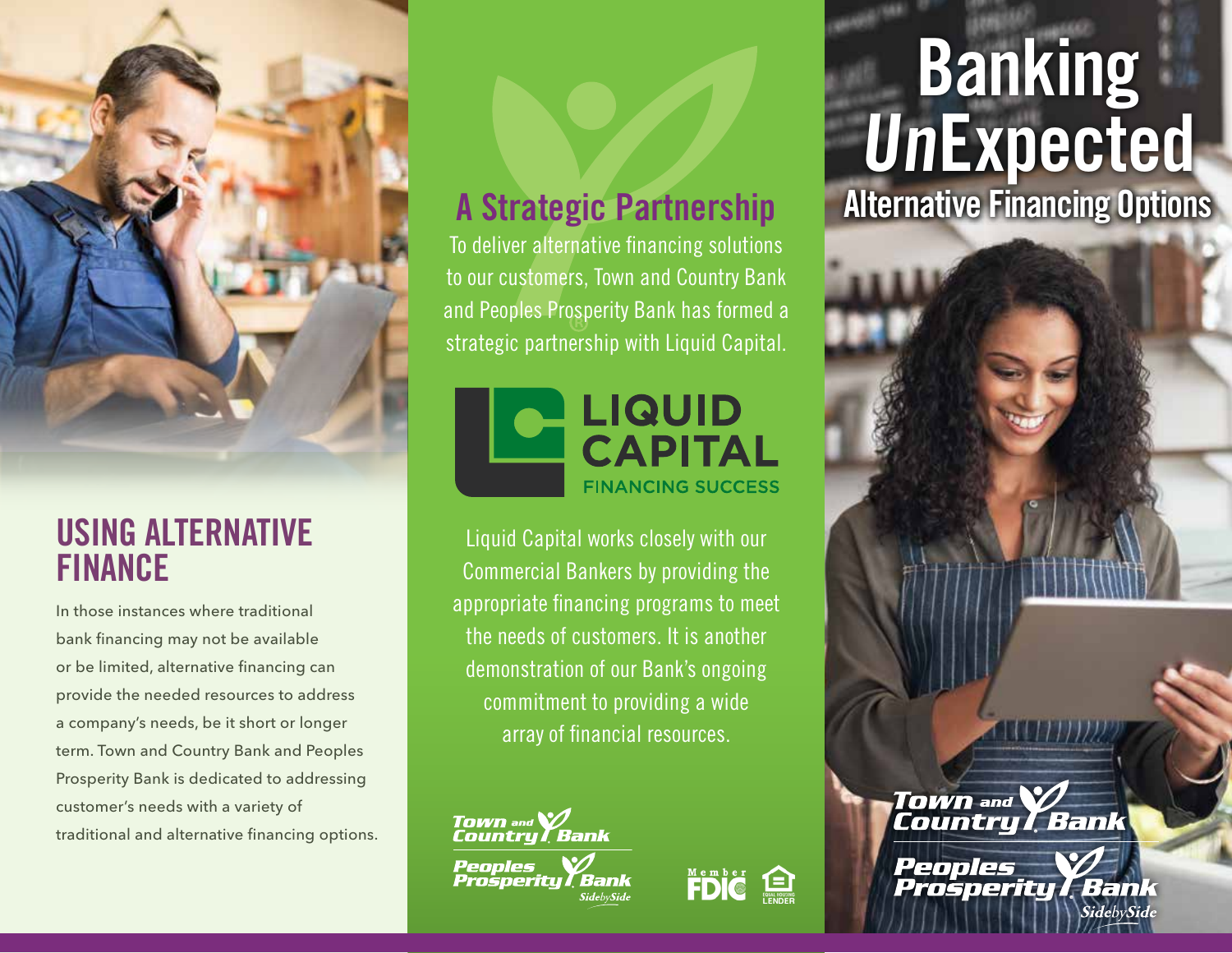# Banking *Un*Expected

## Alternative Financing Options

Town and Country Bank

Peoples Prosperity Bank

SidebySide

## USING ALTERNATIVE FINANCE

In those instances where traditional bank financing may not be available or be limited, alternative financing can provide the needed resources to address a company's needs, be it short or longer term. Town and Country Bank and Peoples Prosperity Bank is dedicated to addressing customer's needs with a variety of traditional and alternative financing options.

## A Strategic Partnership

To deliver alternative financing solutions to our customers, Town and Country Bank and Peoples Prosperity Bank has formed a strategic partnership with Liquid Capital.

LIQUID CAPITAL

FINANCING SUCCESS

Liquid Capital works closely with our Commercial Bankers by providing the appropriate financing programs to meet the needs of customers. It is another demonstration of our Bank's ongoing commitment to providing a wide array of financial resources.

Town and Country Bank

Peoples Prosperity Bank

SidebySide

Member FDIC

EQUAL HOUSING LENDER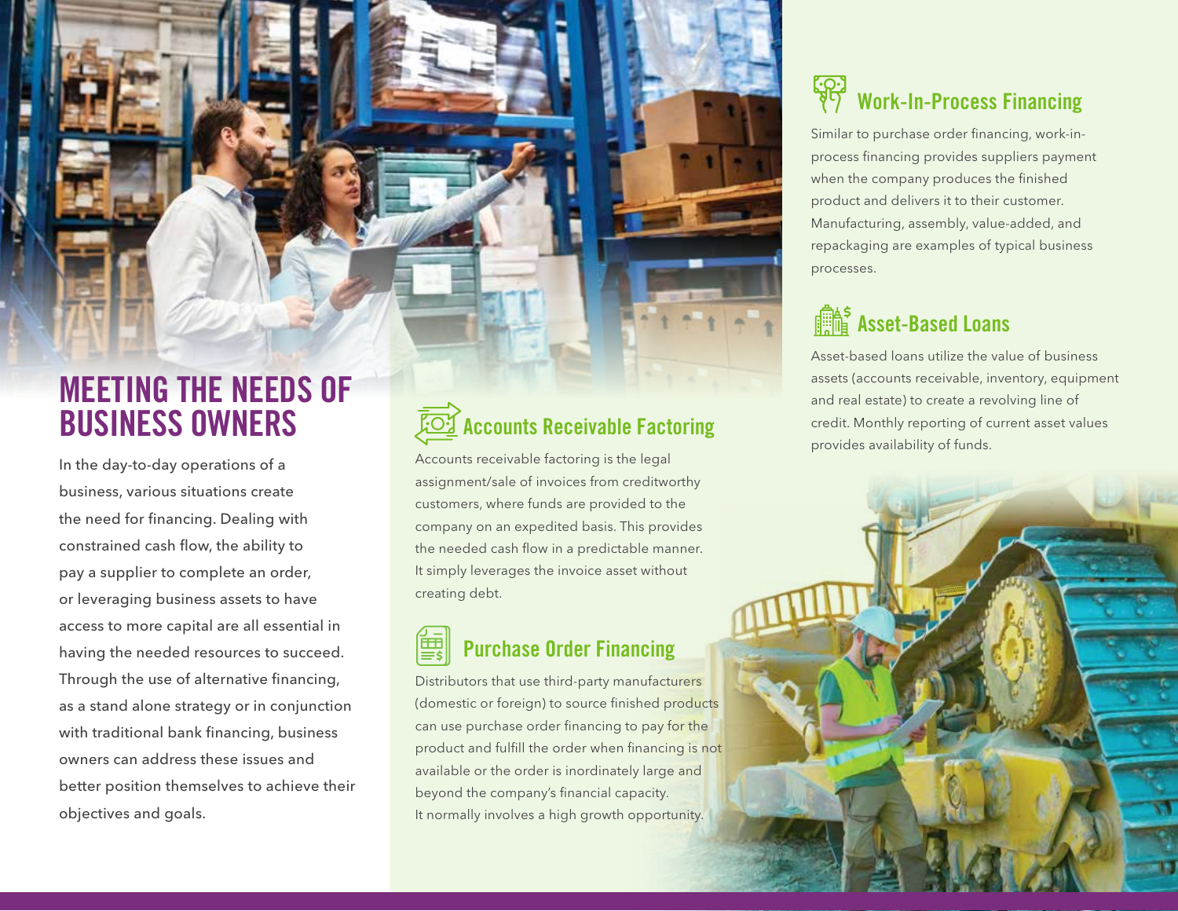# MEETING THE NEEDS OF BUSINESS OWNERS

In the day-to-day operations of a business, various situations create the need for financing. Dealing with constrained cash flow, the ability to pay a supplier to complete an order, or leveraging business assets to have access to more capital are all essential in having the needed resources to succeed. Through the use of alternative financing, as a stand alone strategy or in conjunction with traditional bank financing, business owners can address these issues and better position themselves to achieve their objectives and goals.

## Accounts Receivable Factoring

Accounts receivable factoring is the legal assignment/sale of invoices from creditworthy customers, where funds are provided to the company on an expedited basis. This provides the needed cash flow in a predictable manner. It simply leverages the invoice asset without creating debt.

## Purchase Order Financing

Distributors that use third-party manufacturers (domestic or foreign) to source finished products can use purchase order financing to pay for the product and fulfill the order when financing is not available or the order is inordinately large and beyond the company's financial capacity. It normally involves a high growth opportunity.

## Work-In-Process Financing

Similar to purchase order financing, work-in-process financing provides suppliers payment when the company produces the finished product and delivers it to their customer. Manufacturing, assembly, value-added, and repackaging are examples of typical business processes.

## Asset-Based Loans

Asset-based loans utilize the value of business assets (accounts receivable, inventory, equipment and real estate) to create a revolving line of credit. Monthly reporting of current asset values provides availability of funds.